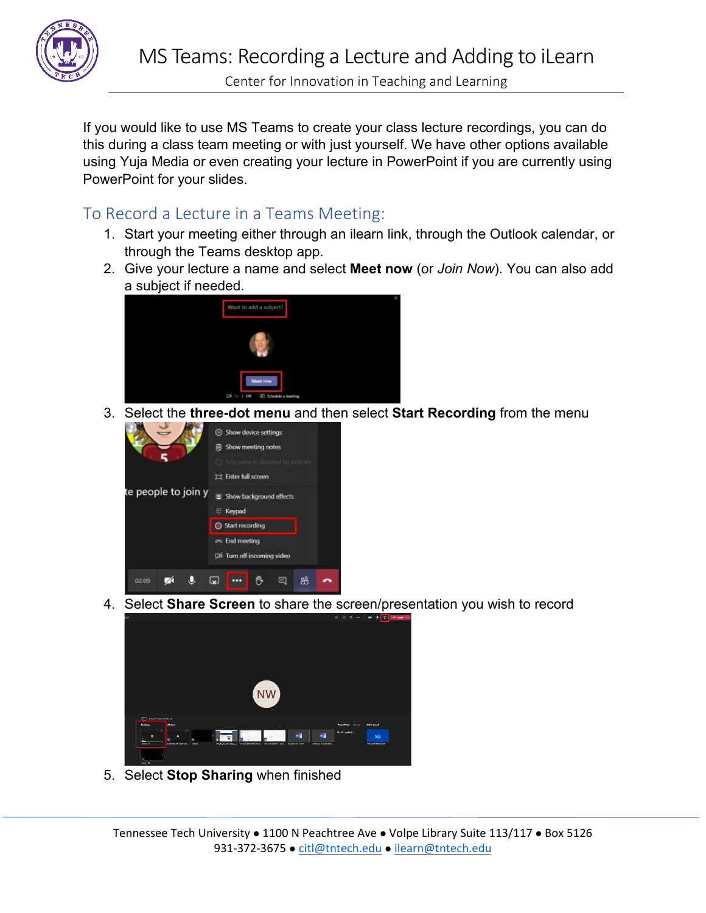# MS Teams: Recording a Lecture and Adding to iLearn

Center for Innovation in Teaching and Learning

If you would like to use MS Teams to create your class lecture recordings, you can do this during a class team meeting or with just yourself. We have other options available using Yuja Media or even creating your lecture in PowerPoint if you are currently using PowerPoint for your slides.

## To Record a Lecture in a Teams Meeting:

1. Start your meeting either through an ilearn link, through the Outlook calendar, or through the Teams desktop app.
2. Give your lecture a name and select **Meet now** (or *Join Now*). You can also add a subject if needed.
3. Select the **three-dot menu** and then select **Start Recording** from the menu
4. Select **Share Screen** to share the screen/presentation you wish to record
5. Select **Stop Sharing** when finished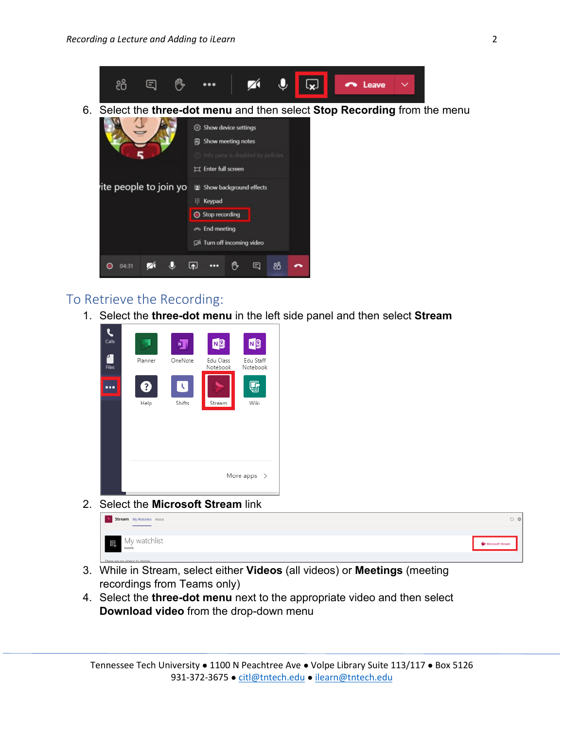6. Select the **three-dot menu** and then select **Stop Recording** from the menu

## To Retrieve the Recording:

1. Select the **three-dot menu** in the left side panel and then select **Stream**
2. Select the **Microsoft Stream** link
3. While in Stream, select either **Videos** (all videos) or **Meetings** (meeting recordings from Teams only)
4. Select the **three-dot menu** next to the appropriate video and then select **Download video** from the drop-down menu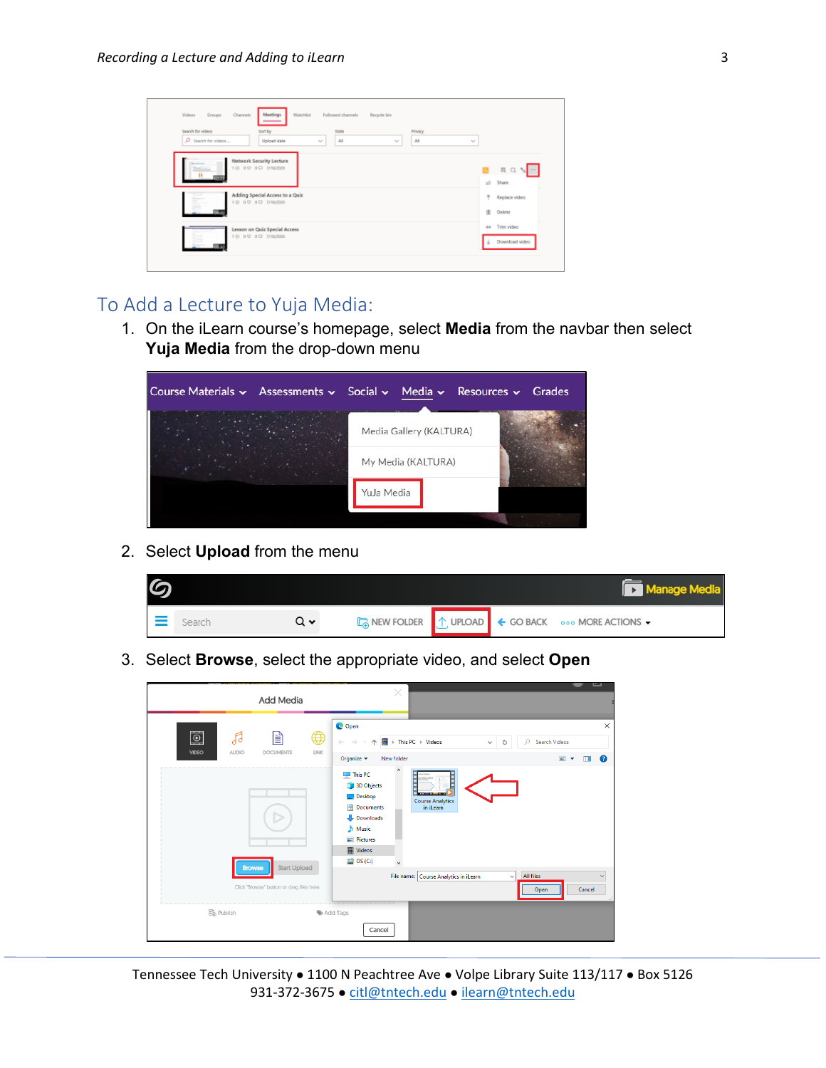## To Add a Lecture to Yuja Media:

1. On the iLearn course's homepage, select **Media** from the navbar then select **Yuja Media** from the drop-down menu
2. Select **Upload** from the menu
3. Select **Browse**, select the appropriate video, and select **Open**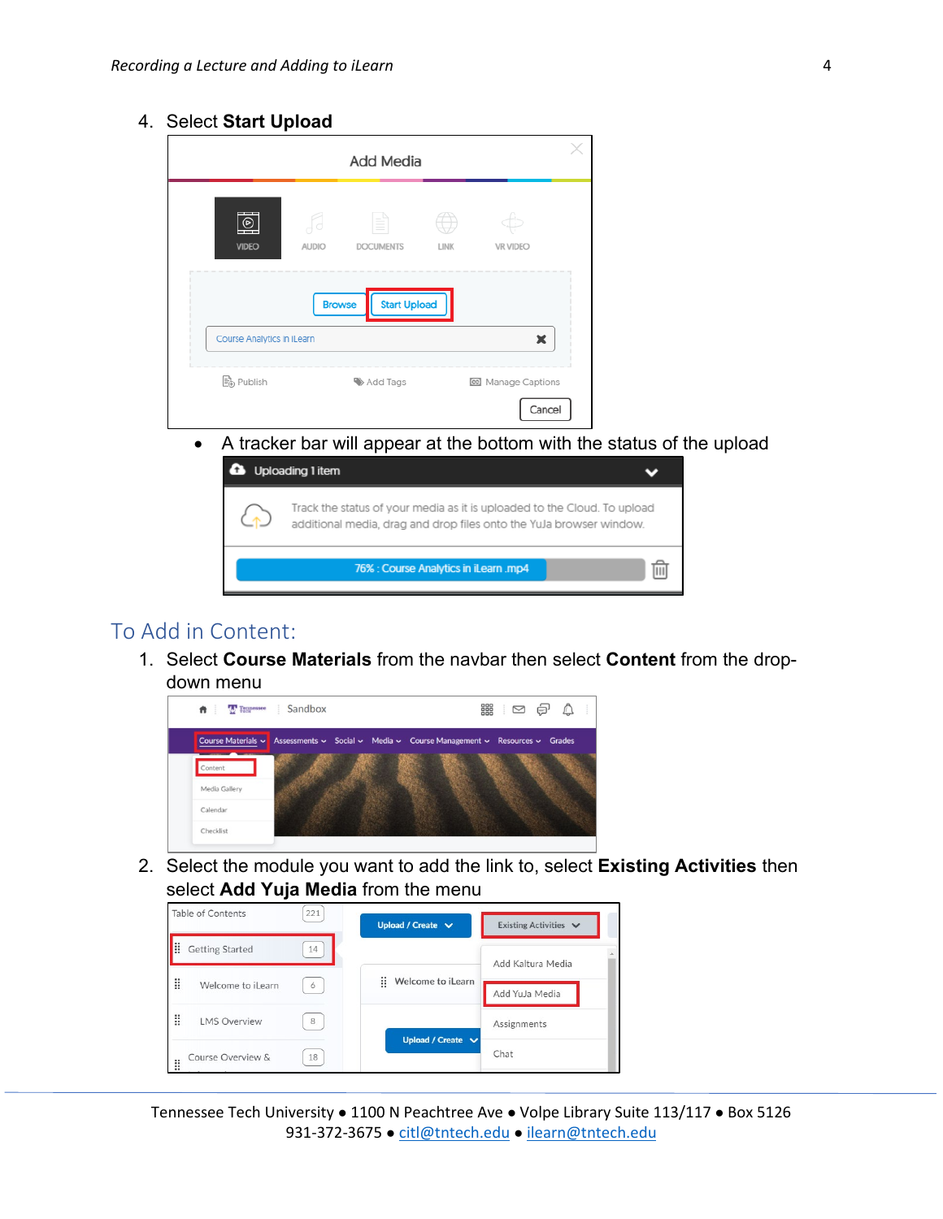4. Select **Start Upload**

- A tracker bar will appear at the bottom with the status of the upload

## To Add in Content:

1. Select **Course Materials** from the navbar then select **Content** from the drop-down menu

2. Select the module you want to add the link to, select **Existing Activities** then select **Add Yuja Media** from the menu

Tennessee Tech University • 1100 N Peachtree Ave • Volpe Library Suite 113/117 • Box 5126
931-372-3675 • citl@tntech.edu • ilearn@tntech.edu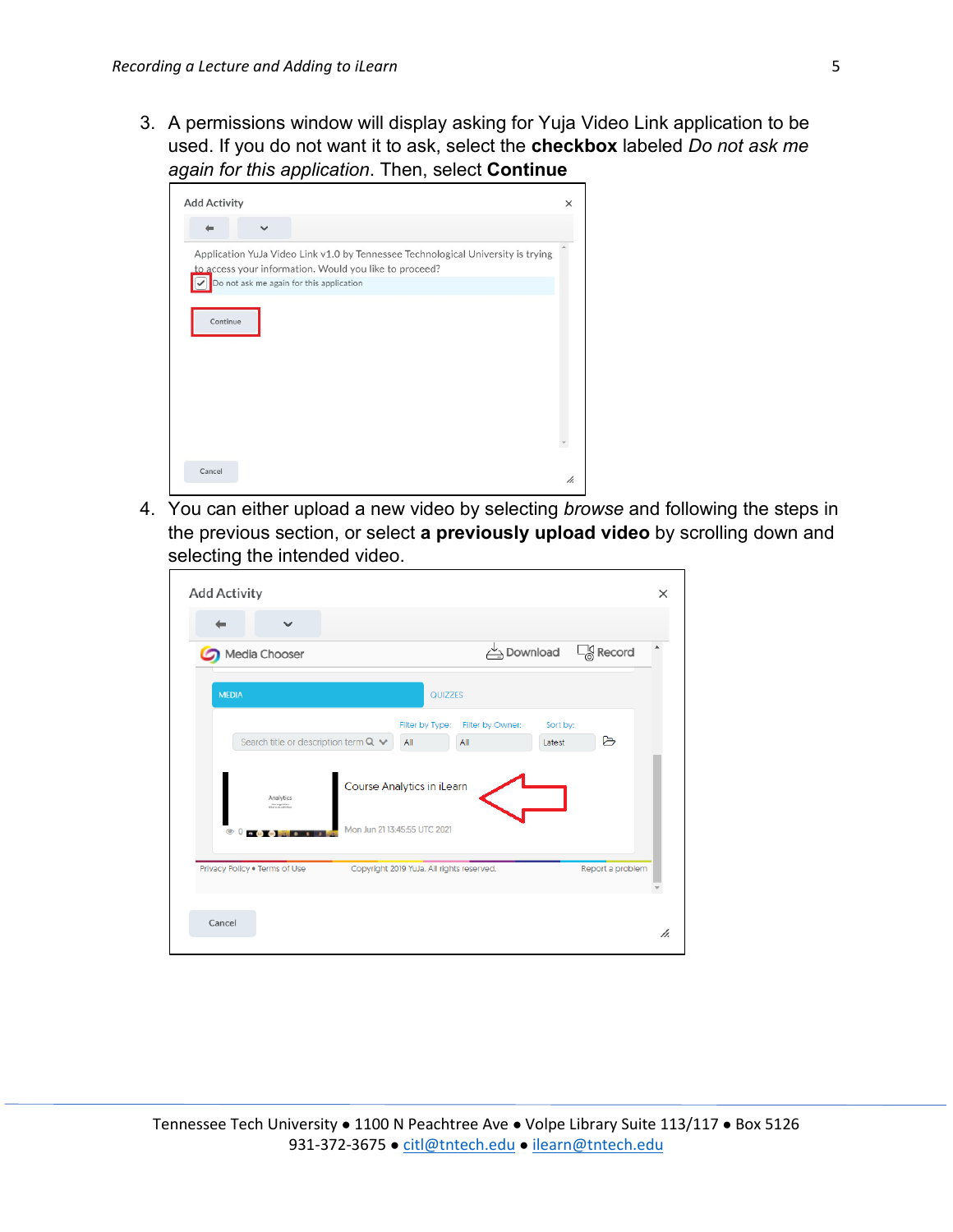3. A permissions window will display asking for Yuja Video Link application to be used. If you do not want it to ask, select the **checkbox** labeled *Do not ask me again for this application*. Then, select **Continue**

4. You can either upload a new video by selecting *browse* and following the steps in the previous section, or select **a previously upload video** by scrolling down and selecting the intended video.

Tennessee Tech University • 1100 N Peachtree Ave • Volpe Library Suite 113/117 • Box 5126
931-372-3675 • citl@tntech.edu • ilearn@tntech.edu